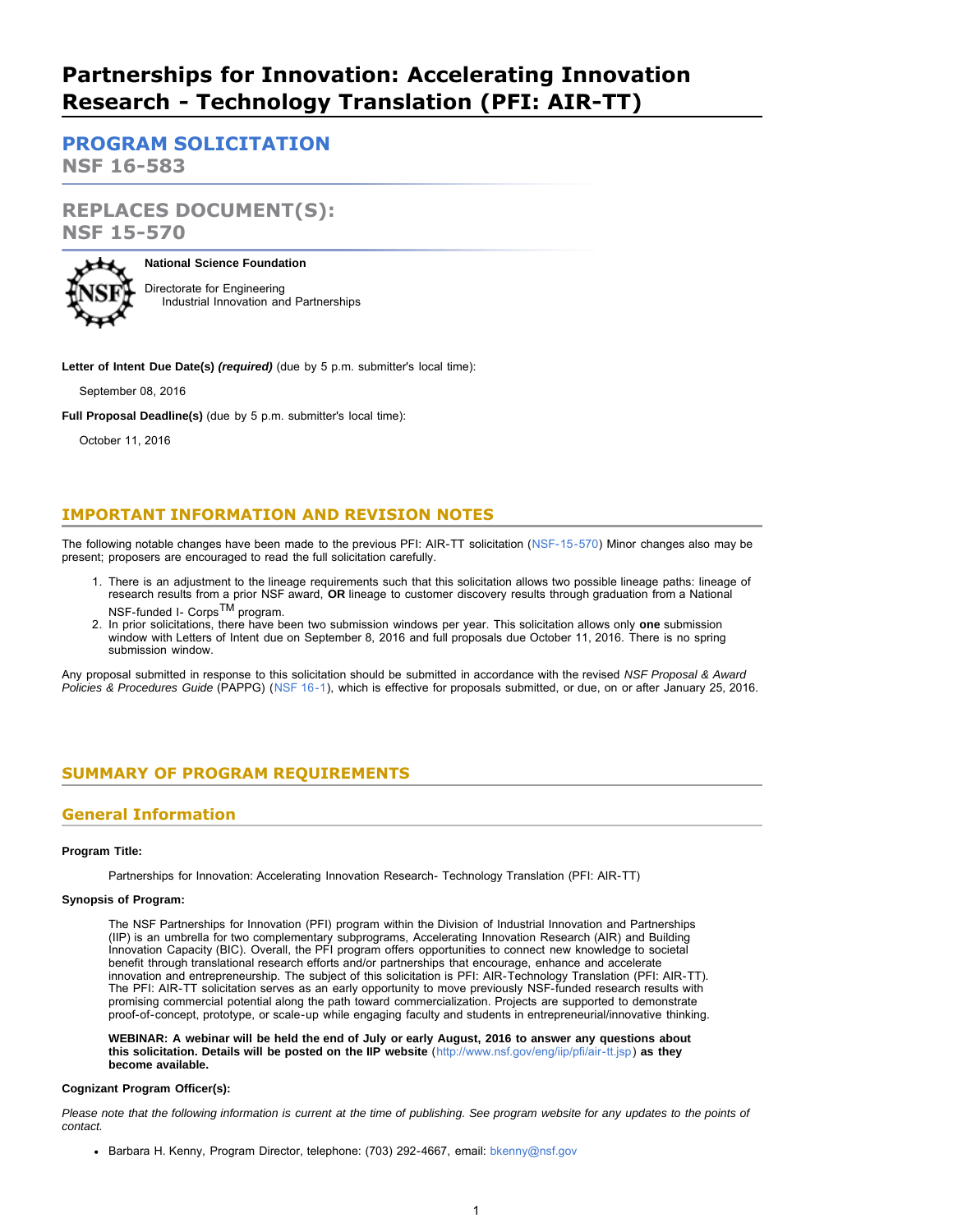# Partnerships for Innovation: Accelerating Innovation Research - Technology Translation (PFI: AIR-TT)

## PROGRAM SOLICITATION
## NSF 16-583

## REPLACES DOCUMENT(S):
## NSF 15-570

**National Science Foundation**

Directorate for Engineering
Industrial Innovation and Partnerships

**Letter of Intent Due Date(s)** ***(required)*** (due by 5 p.m. submitter's local time):

September 08, 2016

**Full Proposal Deadline(s)** (due by 5 p.m. submitter's local time):

October 11, 2016

## IMPORTANT INFORMATION AND REVISION NOTES

The following notable changes have been made to the previous PFI: AIR-TT solicitation (NSF-15-570) Minor changes also may be present; proposers are encouraged to read the full solicitation carefully.

1. There is an adjustment to the lineage requirements such that this solicitation allows two possible lineage paths: lineage of research results from a prior NSF award, **OR** lineage to customer discovery results through graduation from a National NSF-funded I- Corps™ program.
2. In prior solicitations, there have been two submission windows per year. This solicitation allows only **one** submission window with Letters of Intent due on September 8, 2016 and full proposals due October 11, 2016. There is no spring submission window.

Any proposal submitted in response to this solicitation should be submitted in accordance with the revised *NSF Proposal & Award Policies & Procedures Guide* (PAPPG) (NSF 16-1), which is effective for proposals submitted, or due, on or after January 25, 2016.

## SUMMARY OF PROGRAM REQUIREMENTS

### General Information

**Program Title:**

Partnerships for Innovation: Accelerating Innovation Research- Technology Translation (PFI: AIR-TT)

**Synopsis of Program:**

The NSF Partnerships for Innovation (PFI) program within the Division of Industrial Innovation and Partnerships (IIP) is an umbrella for two complementary subprograms, Accelerating Innovation Research (AIR) and Building Innovation Capacity (BIC). Overall, the PFI program offers opportunities to connect new knowledge to societal benefit through translational research efforts and/or partnerships that encourage, enhance and accelerate innovation and entrepreneurship. The subject of this solicitation is PFI: AIR-Technology Translation (PFI: AIR-TT). The PFI: AIR-TT solicitation serves as an early opportunity to move previously NSF-funded research results with promising commercial potential along the path toward commercialization. Projects are supported to demonstrate proof-of-concept, prototype, or scale-up while engaging faculty and students in entrepreneurial/innovative thinking.

**WEBINAR: A webinar will be held the end of July or early August, 2016 to answer any questions about this solicitation. Details will be posted on the IIP website** (http://www.nsf.gov/eng/iip/pfi/air-tt.jsp) **as they become available.**

**Cognizant Program Officer(s):**

*Please note that the following information is current at the time of publishing. See program website for any updates to the points of contact.*

- Barbara H. Kenny, Program Director, telephone: (703) 292-4667, email: bkenny@nsf.gov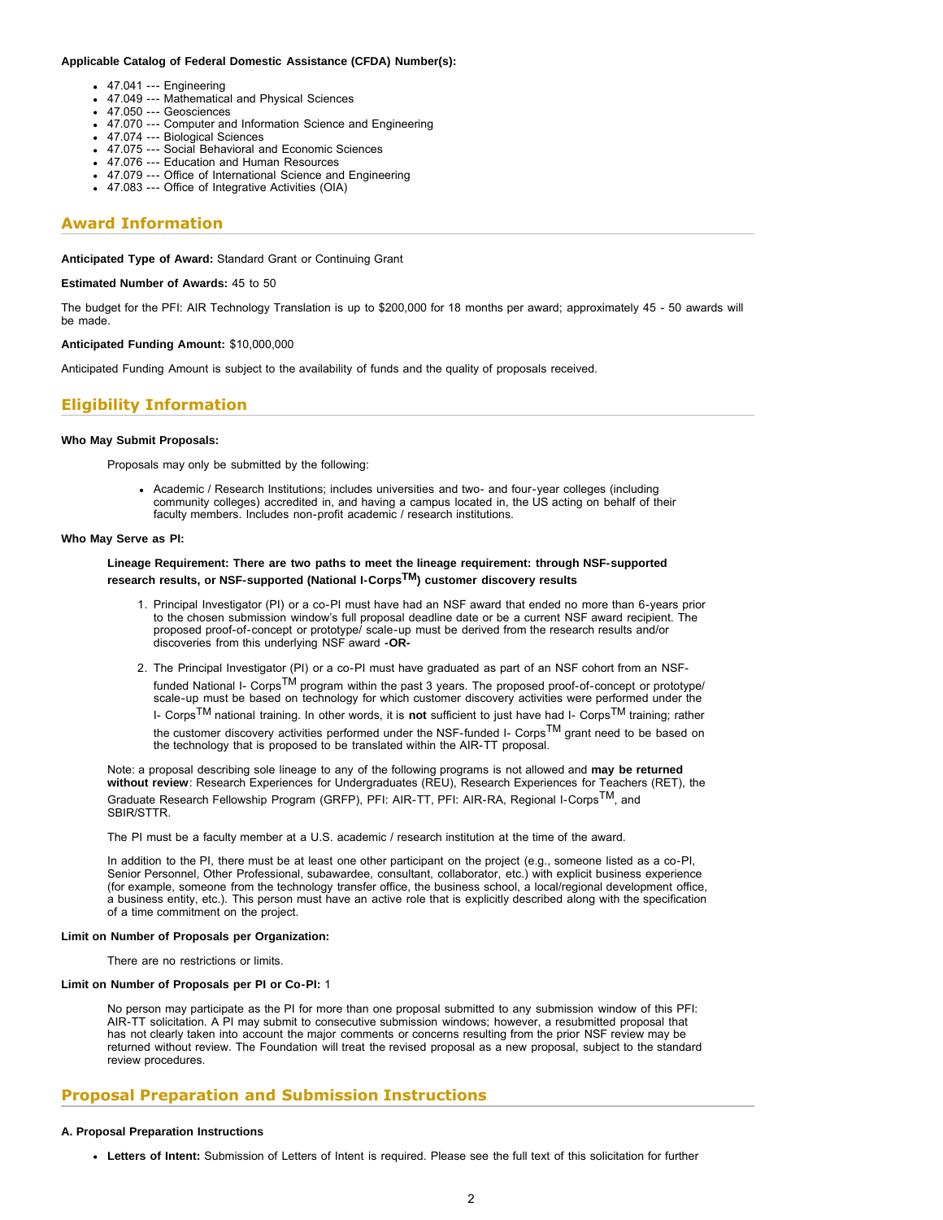**Applicable Catalog of Federal Domestic Assistance (CFDA) Number(s):**

- 47.041 --- Engineering
- 47.049 --- Mathematical and Physical Sciences
- 47.050 --- Geosciences
- 47.070 --- Computer and Information Science and Engineering
- 47.074 --- Biological Sciences
- 47.075 --- Social Behavioral and Economic Sciences
- 47.076 --- Education and Human Resources
- 47.079 --- Office of International Science and Engineering
- 47.083 --- Office of Integrative Activities (OIA)

## Award Information

**Anticipated Type of Award:** Standard Grant or Continuing Grant

**Estimated Number of Awards:** 45 to 50

The budget for the PFI: AIR Technology Translation is up to $200,000 for 18 months per award; approximately 45 - 50 awards will be made.

**Anticipated Funding Amount:** $10,000,000

Anticipated Funding Amount is subject to the availability of funds and the quality of proposals received.

## Eligibility Information

**Who May Submit Proposals:**

Proposals may only be submitted by the following:

- Academic / Research Institutions; includes universities and two- and four-year colleges (including community colleges) accredited in, and having a campus located in, the US acting on behalf of their faculty members. Includes non-profit academic / research institutions.

**Who May Serve as PI:**

**Lineage Requirement: There are two paths to meet the lineage requirement: through NSF-supported research results, or NSF-supported (National I-Corps™) customer discovery results**

1. Principal Investigator (PI) or a co-PI must have had an NSF award that ended no more than 6-years prior to the chosen submission window's full proposal deadline date or be a current NSF award recipient. The proposed proof-of-concept or prototype/ scale-up must be derived from the research results and/or discoveries from this underlying NSF award **-OR-**
2. The Principal Investigator (PI) or a co-PI must have graduated as part of an NSF cohort from an NSF-funded National I- Corps™ program within the past 3 years. The proposed proof-of-concept or prototype/ scale-up must be based on technology for which customer discovery activities were performed under the I- Corps™ national training. In other words, it is **not** sufficient to just have had I- Corps™ training; rather the customer discovery activities performed under the NSF-funded I- Corps™ grant need to be based on the technology that is proposed to be translated within the AIR-TT proposal.

Note: a proposal describing sole lineage to any of the following programs is not allowed and **may be returned without review**: Research Experiences for Undergraduates (REU), Research Experiences for Teachers (RET), the Graduate Research Fellowship Program (GRFP), PFI: AIR-TT, PFI: AIR-RA, Regional I-Corps™, and SBIR/STTR.

The PI must be a faculty member at a U.S. academic / research institution at the time of the award.

In addition to the PI, there must be at least one other participant on the project (e.g., someone listed as a co-PI, Senior Personnel, Other Professional, subawardee, consultant, collaborator, etc.) with explicit business experience (for example, someone from the technology transfer office, the business school, a local/regional development office, a business entity, etc.). This person must have an active role that is explicitly described along with the specification of a time commitment on the project.

**Limit on Number of Proposals per Organization:**

There are no restrictions or limits.

**Limit on Number of Proposals per PI or Co-PI:** 1

No person may participate as the PI for more than one proposal submitted to any submission window of this PFI: AIR-TT solicitation. A PI may submit to consecutive submission windows; however, a resubmitted proposal that has not clearly taken into account the major comments or concerns resulting from the prior NSF review may be returned without review. The Foundation will treat the revised proposal as a new proposal, subject to the standard review procedures.

## Proposal Preparation and Submission Instructions

**A. Proposal Preparation Instructions**

- **Letters of Intent:** Submission of Letters of Intent is required. Please see the full text of this solicitation for further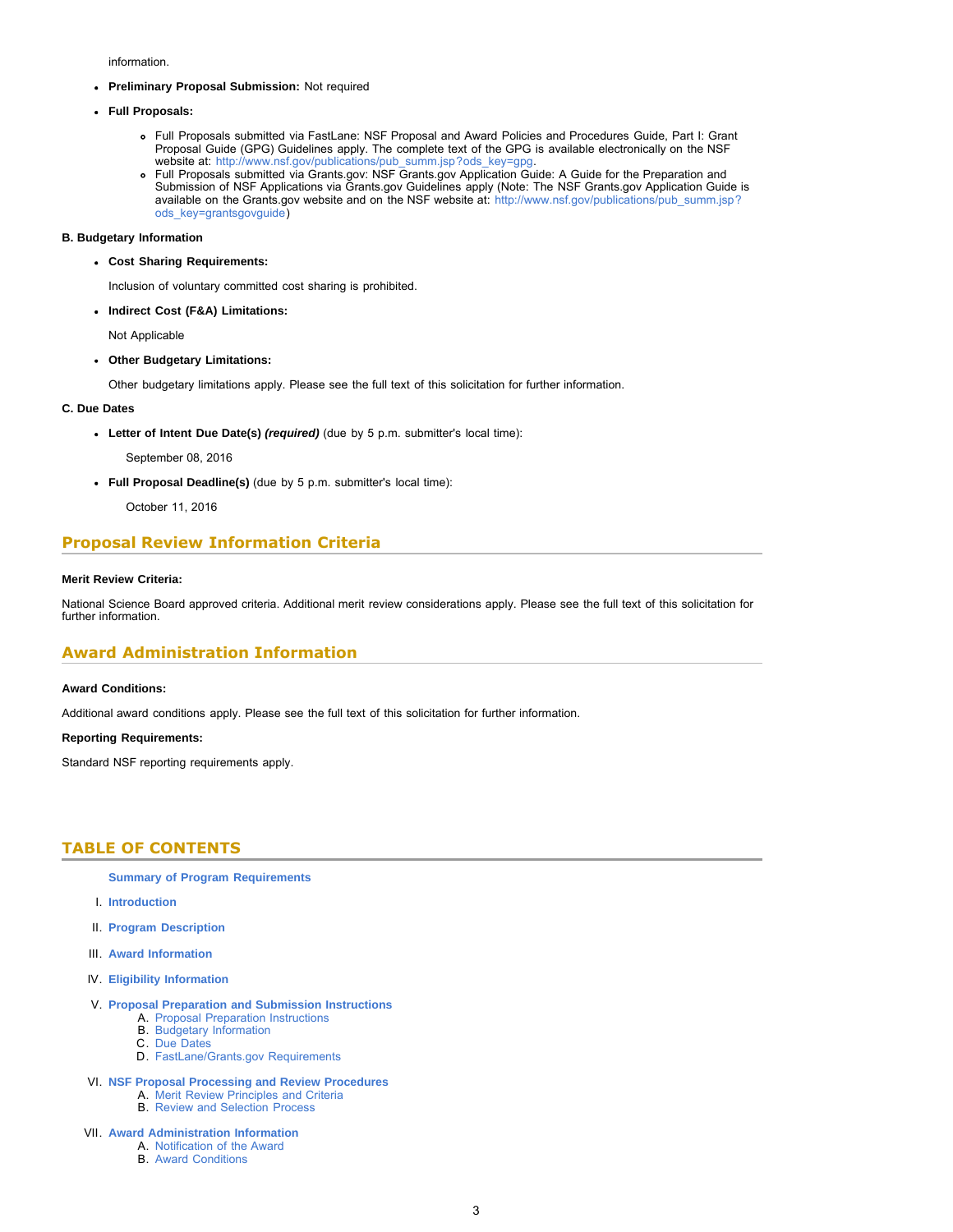information.

- **Preliminary Proposal Submission:** Not required
- **Full Proposals:**
  - Full Proposals submitted via FastLane: NSF Proposal and Award Policies and Procedures Guide, Part I: Grant Proposal Guide (GPG) Guidelines apply. The complete text of the GPG is available electronically on the NSF website at: http://www.nsf.gov/publications/pub_summ.jsp?ods_key=gpg.
  - Full Proposals submitted via Grants.gov: NSF Grants.gov Application Guide: A Guide for the Preparation and Submission of NSF Applications via Grants.gov Guidelines apply (Note: The NSF Grants.gov Application Guide is available on the Grants.gov website and on the NSF website at: http://www.nsf.gov/publications/pub_summ.jsp?ods_key=grantsgovguide)

**B. Budgetary Information**

- **Cost Sharing Requirements:**

  Inclusion of voluntary committed cost sharing is prohibited.

- **Indirect Cost (F&A) Limitations:**

  Not Applicable

- **Other Budgetary Limitations:**

  Other budgetary limitations apply. Please see the full text of this solicitation for further information.

**C. Due Dates**

- **Letter of Intent Due Date(s)** ***(required)*** (due by 5 p.m. submitter's local time):

  September 08, 2016

- **Full Proposal Deadline(s)** (due by 5 p.m. submitter's local time):

  October 11, 2016

## Proposal Review Information Criteria

**Merit Review Criteria:**

National Science Board approved criteria. Additional merit review considerations apply. Please see the full text of this solicitation for further information.

## Award Administration Information

**Award Conditions:**

Additional award conditions apply. Please see the full text of this solicitation for further information.

**Reporting Requirements:**

Standard NSF reporting requirements apply.

## TABLE OF CONTENTS

**Summary of Program Requirements**

I. **Introduction**

II. **Program Description**

III. **Award Information**

IV. **Eligibility Information**

V. **Proposal Preparation and Submission Instructions**
   - A. Proposal Preparation Instructions
   - B. Budgetary Information
   - C. Due Dates
   - D. FastLane/Grants.gov Requirements

VI. **NSF Proposal Processing and Review Procedures**
   - A. Merit Review Principles and Criteria
   - B. Review and Selection Process

VII. **Award Administration Information**
   - A. Notification of the Award
   - B. Award Conditions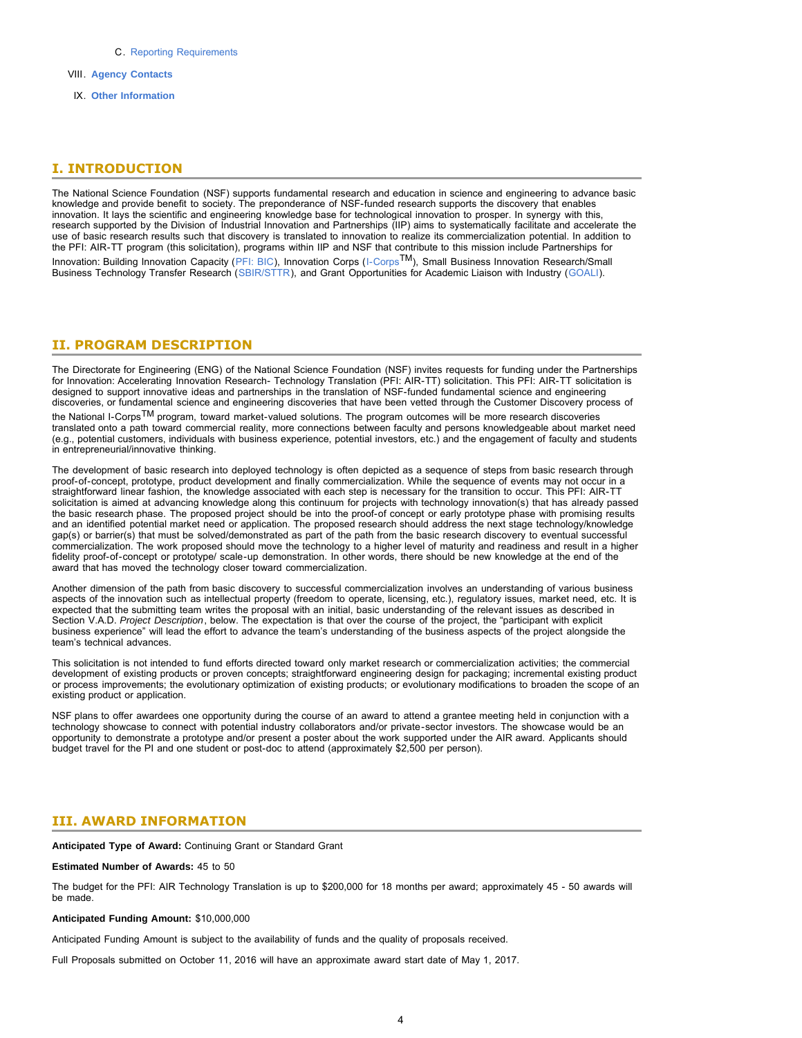C. Reporting Requirements

VIII. **Agency Contacts**

IX. **Other Information**

## I. INTRODUCTION

The National Science Foundation (NSF) supports fundamental research and education in science and engineering to advance basic knowledge and provide benefit to society. The preponderance of NSF-funded research supports the discovery that enables innovation. It lays the scientific and engineering knowledge base for technological innovation to prosper. In synergy with this, research supported by the Division of Industrial Innovation and Partnerships (IIP) aims to systematically facilitate and accelerate the use of basic research results such that discovery is translated to innovation to realize its commercialization potential. In addition to the PFI: AIR-TT program (this solicitation), programs within IIP and NSF that contribute to this mission include Partnerships for Innovation: Building Innovation Capacity (PFI: BIC), Innovation Corps (I-Corps™), Small Business Innovation Research/Small Business Technology Transfer Research (SBIR/STTR), and Grant Opportunities for Academic Liaison with Industry (GOALI).

## II. PROGRAM DESCRIPTION

The Directorate for Engineering (ENG) of the National Science Foundation (NSF) invites requests for funding under the Partnerships for Innovation: Accelerating Innovation Research- Technology Translation (PFI: AIR-TT) solicitation. This PFI: AIR-TT solicitation is designed to support innovative ideas and partnerships in the translation of NSF-funded fundamental science and engineering discoveries, or fundamental science and engineering discoveries that have been vetted through the Customer Discovery process of the National I-Corps™ program, toward market-valued solutions. The program outcomes will be more research discoveries translated onto a path toward commercial reality, more connections between faculty and persons knowledgeable about market need (e.g., potential customers, individuals with business experience, potential investors, etc.) and the engagement of faculty and students in entrepreneurial/innovative thinking.

The development of basic research into deployed technology is often depicted as a sequence of steps from basic research through proof-of-concept, prototype, product development and finally commercialization. While the sequence of events may not occur in a straightforward linear fashion, the knowledge associated with each step is necessary for the transition to occur. This PFI: AIR-TT solicitation is aimed at advancing knowledge along this continuum for projects with technology innovation(s) that has already passed the basic research phase. The proposed project should be into the proof-of concept or early prototype phase with promising results and an identified potential market need or application. The proposed research should address the next stage technology/knowledge gap(s) or barrier(s) that must be solved/demonstrated as part of the path from the basic research discovery to eventual successful commercialization. The work proposed should move the technology to a higher level of maturity and readiness and result in a higher fidelity proof-of-concept or prototype/ scale-up demonstration. In other words, there should be new knowledge at the end of the award that has moved the technology closer toward commercialization.

Another dimension of the path from basic discovery to successful commercialization involves an understanding of various business aspects of the innovation such as intellectual property (freedom to operate, licensing, etc.), regulatory issues, market need, etc. It is expected that the submitting team writes the proposal with an initial, basic understanding of the relevant issues as described in Section V.A.D. *Project Description*, below. The expectation is that over the course of the project, the "participant with explicit business experience" will lead the effort to advance the team's understanding of the business aspects of the project alongside the team's technical advances.

This solicitation is not intended to fund efforts directed toward only market research or commercialization activities; the commercial development of existing products or proven concepts; straightforward engineering design for packaging; incremental existing product or process improvements; the evolutionary optimization of existing products; or evolutionary modifications to broaden the scope of an existing product or application.

NSF plans to offer awardees one opportunity during the course of an award to attend a grantee meeting held in conjunction with a technology showcase to connect with potential industry collaborators and/or private-sector investors. The showcase would be an opportunity to demonstrate a prototype and/or present a poster about the work supported under the AIR award. Applicants should budget travel for the PI and one student or post-doc to attend (approximately $2,500 per person).

## III. AWARD INFORMATION

**Anticipated Type of Award:** Continuing Grant or Standard Grant

**Estimated Number of Awards:** 45 to 50

The budget for the PFI: AIR Technology Translation is up to $200,000 for 18 months per award; approximately 45 - 50 awards will be made.

**Anticipated Funding Amount:** $10,000,000

Anticipated Funding Amount is subject to the availability of funds and the quality of proposals received.

Full Proposals submitted on October 11, 2016 will have an approximate award start date of May 1, 2017.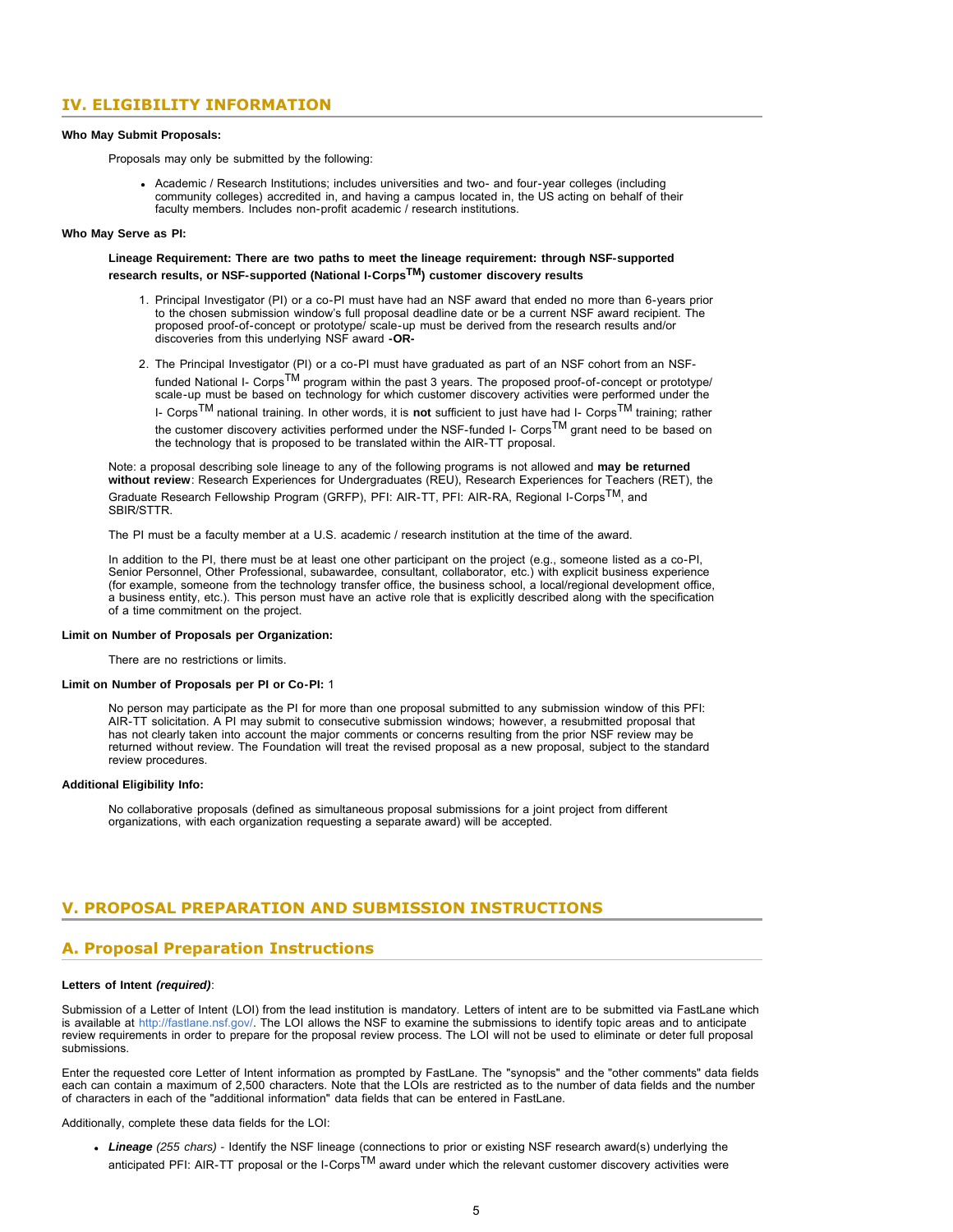## IV. ELIGIBILITY INFORMATION

**Who May Submit Proposals:**

Proposals may only be submitted by the following:

- Academic / Research Institutions; includes universities and two- and four-year colleges (including community colleges) accredited in, and having a campus located in, the US acting on behalf of their faculty members. Includes non-profit academic / research institutions.

**Who May Serve as PI:**

**Lineage Requirement: There are two paths to meet the lineage requirement: through NSF-supported research results, or NSF-supported (National I-Corps™) customer discovery results**

1. Principal Investigator (PI) or a co-PI must have had an NSF award that ended no more than 6-years prior to the chosen submission window's full proposal deadline date or be a current NSF award recipient. The proposed proof-of-concept or prototype/ scale-up must be derived from the research results and/or discoveries from this underlying NSF award **-OR-**
2. The Principal Investigator (PI) or a co-PI must have graduated as part of an NSF cohort from an NSF-funded National I- Corps™ program within the past 3 years. The proposed proof-of-concept or prototype/ scale-up must be based on technology for which customer discovery activities were performed under the I- Corps™ national training. In other words, it is **not** sufficient to just have had I- Corps™ training; rather the customer discovery activities performed under the NSF-funded I- Corps™ grant need to be based on the technology that is proposed to be translated within the AIR-TT proposal.

Note: a proposal describing sole lineage to any of the following programs is not allowed and **may be returned without review**: Research Experiences for Undergraduates (REU), Research Experiences for Teachers (RET), the Graduate Research Fellowship Program (GRFP), PFI: AIR-TT, PFI: AIR-RA, Regional I-Corps™, and SBIR/STTR.

The PI must be a faculty member at a U.S. academic / research institution at the time of the award.

In addition to the PI, there must be at least one other participant on the project (e.g., someone listed as a co-PI, Senior Personnel, Other Professional, subawardee, consultant, collaborator, etc.) with explicit business experience (for example, someone from the technology transfer office, the business school, a local/regional development office, a business entity, etc.). This person must have an active role that is explicitly described along with the specification of a time commitment on the project.

**Limit on Number of Proposals per Organization:**

There are no restrictions or limits.

**Limit on Number of Proposals per PI or Co-PI:** 1

No person may participate as the PI for more than one proposal submitted to any submission window of this PFI: AIR-TT solicitation. A PI may submit to consecutive submission windows; however, a resubmitted proposal that has not clearly taken into account the major comments or concerns resulting from the prior NSF review may be returned without review. The Foundation will treat the revised proposal as a new proposal, subject to the standard review procedures.

**Additional Eligibility Info:**

No collaborative proposals (defined as simultaneous proposal submissions for a joint project from different organizations, with each organization requesting a separate award) will be accepted.

## V. PROPOSAL PREPARATION AND SUBMISSION INSTRUCTIONS

### A. Proposal Preparation Instructions

**Letters of Intent *(required)***:

Submission of a Letter of Intent (LOI) from the lead institution is mandatory. Letters of intent are to be submitted via FastLane which is available at http://fastlane.nsf.gov/. The LOI allows the NSF to examine the submissions to identify topic areas and to anticipate review requirements in order to prepare for the proposal review process. The LOI will not be used to eliminate or deter full proposal submissions.

Enter the requested core Letter of Intent information as prompted by FastLane. The "synopsis" and the "other comments" data fields each can contain a maximum of 2,500 characters. Note that the LOIs are restricted as to the number of data fields and the number of characters in each of the "additional information" data fields that can be entered in FastLane.

Additionally, complete these data fields for the LOI:

- ***Lineage** (255 chars)* - Identify the NSF lineage (connections to prior or existing NSF research award(s) underlying the anticipated PFI: AIR-TT proposal or the I-Corps™ award under which the relevant customer discovery activities were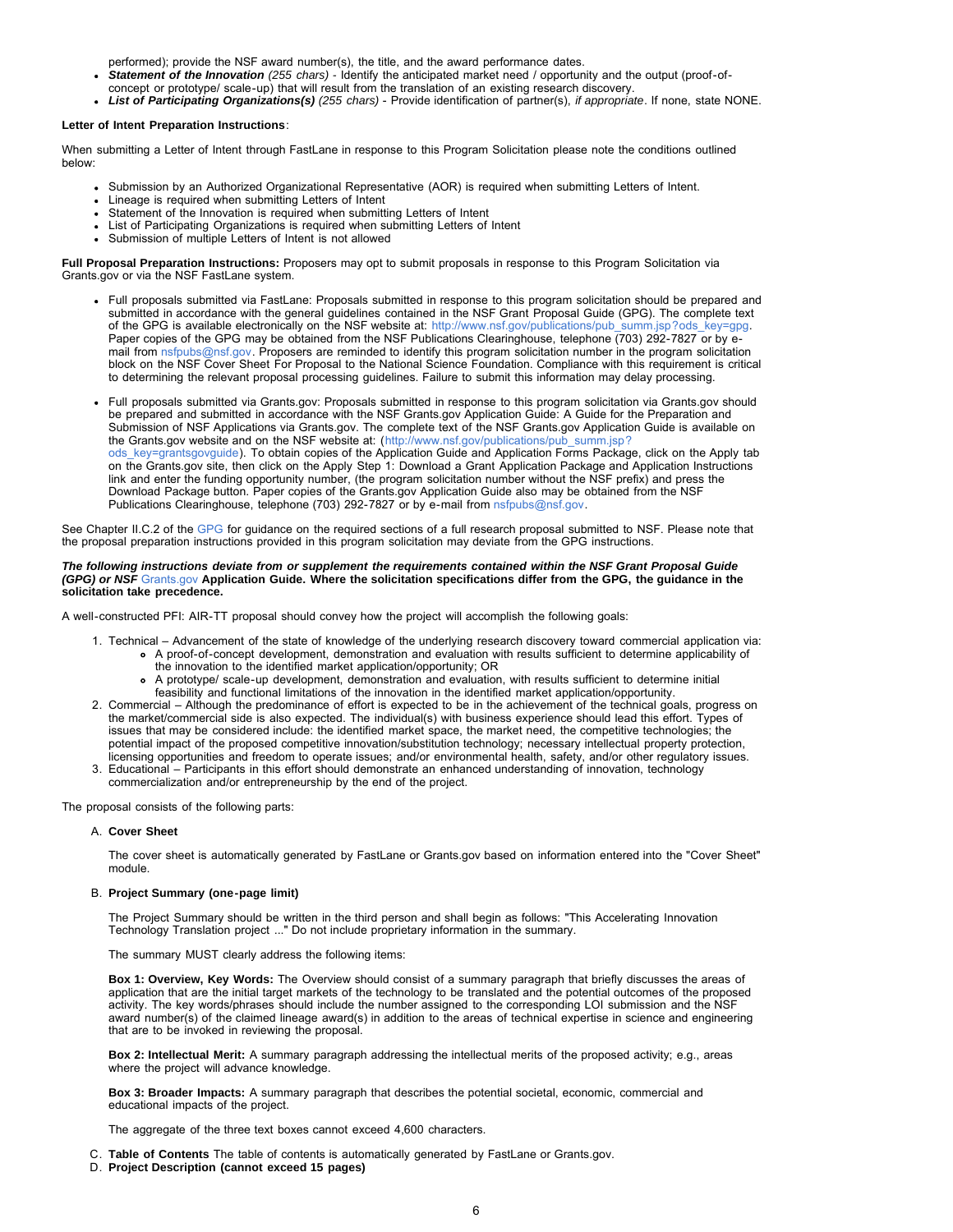performed); provide the NSF award number(s), the title, and the award performance dates.

- ***Statement of the Innovation*** *(255 chars)* - Identify the anticipated market need / opportunity and the output (proof-of-concept or prototype/ scale-up) that will result from the translation of an existing research discovery.
- ***List of Participating Organizations(s)*** *(255 chars)* - Provide identification of partner(s), *if appropriate*. If none, state NONE.

**Letter of Intent Preparation Instructions**:

When submitting a Letter of Intent through FastLane in response to this Program Solicitation please note the conditions outlined below:

- Submission by an Authorized Organizational Representative (AOR) is required when submitting Letters of Intent.
- Lineage is required when submitting Letters of Intent
- Statement of the Innovation is required when submitting Letters of Intent
- List of Participating Organizations is required when submitting Letters of Intent
- Submission of multiple Letters of Intent is not allowed

**Full Proposal Preparation Instructions:** Proposers may opt to submit proposals in response to this Program Solicitation via Grants.gov or via the NSF FastLane system.

- Full proposals submitted via FastLane: Proposals submitted in response to this program solicitation should be prepared and submitted in accordance with the general guidelines contained in the NSF Grant Proposal Guide (GPG). The complete text of the GPG is available electronically on the NSF website at: http://www.nsf.gov/publications/pub_summ.jsp?ods_key=gpg. Paper copies of the GPG may be obtained from the NSF Publications Clearinghouse, telephone (703) 292-7827 or by e-mail from nsfpubs@nsf.gov. Proposers are reminded to identify this program solicitation number in the program solicitation block on the NSF Cover Sheet For Proposal to the National Science Foundation. Compliance with this requirement is critical to determining the relevant proposal processing guidelines. Failure to submit this information may delay processing.

- Full proposals submitted via Grants.gov: Proposals submitted in response to this program solicitation via Grants.gov should be prepared and submitted in accordance with the NSF Grants.gov Application Guide: A Guide for the Preparation and Submission of NSF Applications via Grants.gov. The complete text of the NSF Grants.gov Application Guide is available on the Grants.gov website and on the NSF website at: (http://www.nsf.gov/publications/pub_summ.jsp?ods_key=grantsgovguide). To obtain copies of the Application Guide and Application Forms Package, click on the Apply tab on the Grants.gov site, then click on the Apply Step 1: Download a Grant Application Package and Application Instructions link and enter the funding opportunity number, (the program solicitation number without the NSF prefix) and press the Download Package button. Paper copies of the Grants.gov Application Guide also may be obtained from the NSF Publications Clearinghouse, telephone (703) 292-7827 or by e-mail from nsfpubs@nsf.gov.

See Chapter II.C.2 of the GPG for guidance on the required sections of a full research proposal submitted to NSF. Please note that the proposal preparation instructions provided in this program solicitation may deviate from the GPG instructions.

***The following instructions deviate from or supplement the requirements contained within the NSF Grant Proposal Guide (GPG) or NSF*** **Grants.gov Application Guide. Where the solicitation specifications differ from the GPG, the guidance in the solicitation take precedence.**

A well-constructed PFI: AIR-TT proposal should convey how the project will accomplish the following goals:

1. Technical – Advancement of the state of knowledge of the underlying research discovery toward commercial application via:
   - A proof-of-concept development, demonstration and evaluation with results sufficient to determine applicability of the innovation to the identified market application/opportunity; OR
   - A prototype/ scale-up development, demonstration and evaluation, with results sufficient to determine initial feasibility and functional limitations of the innovation in the identified market application/opportunity.
2. Commercial – Although the predominance of effort is expected to be in the achievement of the technical goals, progress on the market/commercial side is also expected. The individual(s) with business experience should lead this effort. Types of issues that may be considered include: the identified market space, the market need, the competitive technologies; the potential impact of the proposed competitive innovation/substitution technology; necessary intellectual property protection, licensing opportunities and freedom to operate issues; and/or environmental health, safety, and/or other regulatory issues.
3. Educational – Participants in this effort should demonstrate an enhanced understanding of innovation, technology commercialization and/or entrepreneurship by the end of the project.

The proposal consists of the following parts:

A. **Cover Sheet**

   The cover sheet is automatically generated by FastLane or Grants.gov based on information entered into the "Cover Sheet" module.

B. **Project Summary (one-page limit)**

   The Project Summary should be written in the third person and shall begin as follows: "This Accelerating Innovation Technology Translation project ..." Do not include proprietary information in the summary.

   The summary MUST clearly address the following items:

   **Box 1: Overview, Key Words:** The Overview should consist of a summary paragraph that briefly discusses the areas of application that are the initial target markets of the technology to be translated and the potential outcomes of the proposed activity. The key words/phrases should include the number assigned to the corresponding LOI submission and the NSF award number(s) of the claimed lineage award(s) in addition to the areas of technical expertise in science and engineering that are to be invoked in reviewing the proposal.

   **Box 2: Intellectual Merit:** A summary paragraph addressing the intellectual merits of the proposed activity; e.g., areas where the project will advance knowledge.

   **Box 3: Broader Impacts:** A summary paragraph that describes the potential societal, economic, commercial and educational impacts of the project.

   The aggregate of the three text boxes cannot exceed 4,600 characters.

C. **Table of Contents** The table of contents is automatically generated by FastLane or Grants.gov.

D. **Project Description (cannot exceed 15 pages)**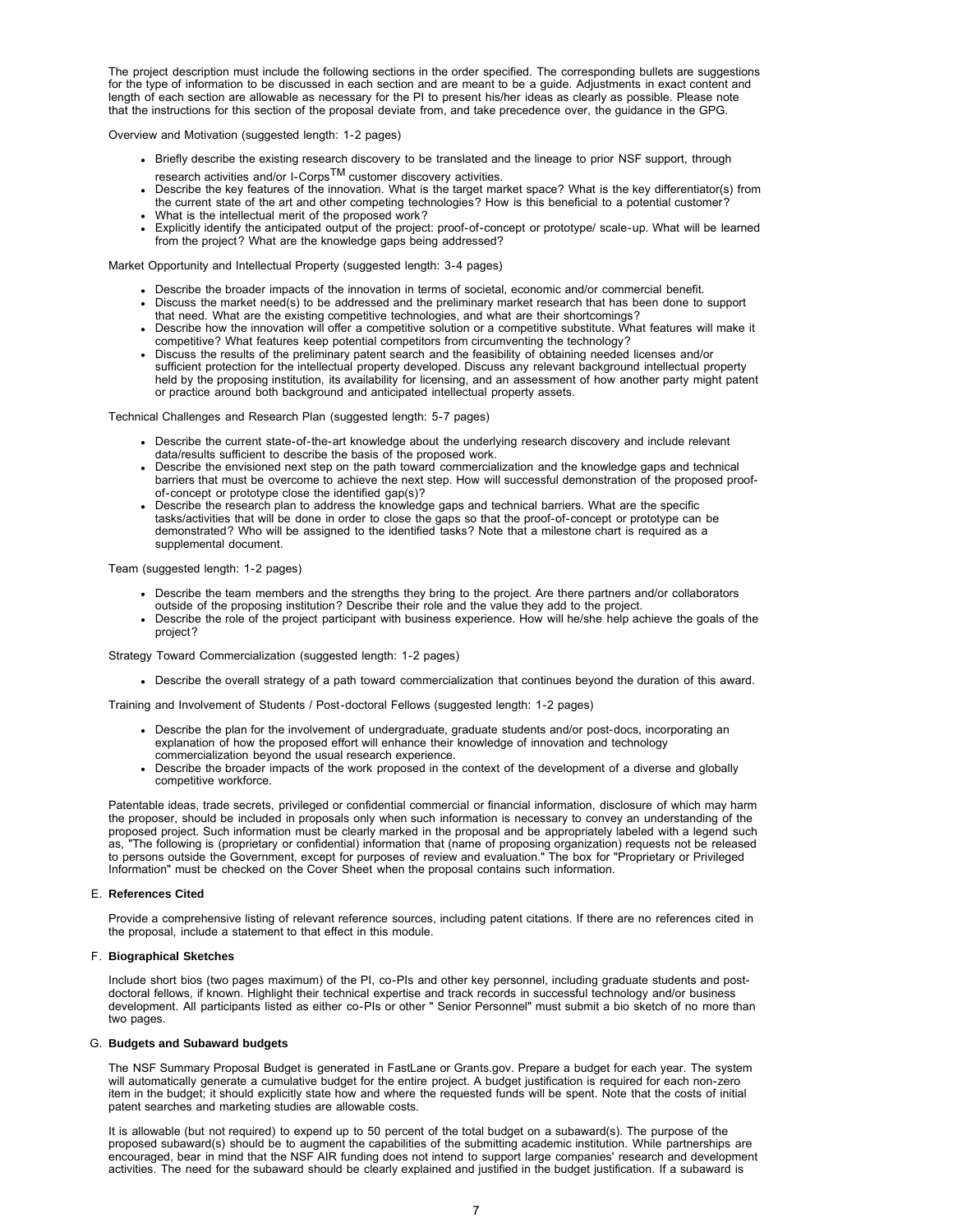The project description must include the following sections in the order specified. The corresponding bullets are suggestions for the type of information to be discussed in each section and are meant to be a guide. Adjustments in exact content and length of each section are allowable as necessary for the PI to present his/her ideas as clearly as possible. Please note that the instructions for this section of the proposal deviate from, and take precedence over, the guidance in the GPG.

Overview and Motivation (suggested length: 1-2 pages)

- Briefly describe the existing research discovery to be translated and the lineage to prior NSF support, through research activities and/or I-Corps™ customer discovery activities.
- Describe the key features of the innovation. What is the target market space? What is the key differentiator(s) from the current state of the art and other competing technologies? How is this beneficial to a potential customer?
- What is the intellectual merit of the proposed work?
- Explicitly identify the anticipated output of the project: proof-of-concept or prototype/ scale-up. What will be learned from the project? What are the knowledge gaps being addressed?

Market Opportunity and Intellectual Property (suggested length: 3-4 pages)

- Describe the broader impacts of the innovation in terms of societal, economic and/or commercial benefit.
- Discuss the market need(s) to be addressed and the preliminary market research that has been done to support that need. What are the existing competitive technologies, and what are their shortcomings?
- Describe how the innovation will offer a competitive solution or a competitive substitute. What features will make it competitive? What features keep potential competitors from circumventing the technology?
- Discuss the results of the preliminary patent search and the feasibility of obtaining needed licenses and/or sufficient protection for the intellectual property developed. Discuss any relevant background intellectual property held by the proposing institution, its availability for licensing, and an assessment of how another party might patent or practice around both background and anticipated intellectual property assets.

Technical Challenges and Research Plan (suggested length: 5-7 pages)

- Describe the current state-of-the-art knowledge about the underlying research discovery and include relevant data/results sufficient to describe the basis of the proposed work.
- Describe the envisioned next step on the path toward commercialization and the knowledge gaps and technical barriers that must be overcome to achieve the next step. How will successful demonstration of the proposed proof-of-concept or prototype close the identified gap(s)?
- Describe the research plan to address the knowledge gaps and technical barriers. What are the specific tasks/activities that will be done in order to close the gaps so that the proof-of-concept or prototype can be demonstrated? Who will be assigned to the identified tasks? Note that a milestone chart is required as a supplemental document.

Team (suggested length: 1-2 pages)

- Describe the team members and the strengths they bring to the project. Are there partners and/or collaborators outside of the proposing institution? Describe their role and the value they add to the project.
- Describe the role of the project participant with business experience. How will he/she help achieve the goals of the project?

Strategy Toward Commercialization (suggested length: 1-2 pages)

- Describe the overall strategy of a path toward commercialization that continues beyond the duration of this award.

Training and Involvement of Students / Post-doctoral Fellows (suggested length: 1-2 pages)

- Describe the plan for the involvement of undergraduate, graduate students and/or post-docs, incorporating an explanation of how the proposed effort will enhance their knowledge of innovation and technology commercialization beyond the usual research experience.
- Describe the broader impacts of the work proposed in the context of the development of a diverse and globally competitive workforce.

Patentable ideas, trade secrets, privileged or confidential commercial or financial information, disclosure of which may harm the proposer, should be included in proposals only when such information is necessary to convey an understanding of the proposed project. Such information must be clearly marked in the proposal and be appropriately labeled with a legend such as, "The following is (proprietary or confidential) information that (name of proposing organization) requests not be released to persons outside the Government, except for purposes of review and evaluation." The box for "Proprietary or Privileged Information" must be checked on the Cover Sheet when the proposal contains such information.

E. **References Cited**

Provide a comprehensive listing of relevant reference sources, including patent citations. If there are no references cited in the proposal, include a statement to that effect in this module.

F. **Biographical Sketches**

Include short bios (two pages maximum) of the PI, co-PIs and other key personnel, including graduate students and post-doctoral fellows, if known. Highlight their technical expertise and track records in successful technology and/or business development. All participants listed as either co-PIs or other " Senior Personnel" must submit a bio sketch of no more than two pages.

G. **Budgets and Subaward budgets**

The NSF Summary Proposal Budget is generated in FastLane or Grants.gov. Prepare a budget for each year. The system will automatically generate a cumulative budget for the entire project. A budget justification is required for each non-zero item in the budget; it should explicitly state how and where the requested funds will be spent. Note that the costs of initial patent searches and marketing studies are allowable costs.

It is allowable (but not required) to expend up to 50 percent of the total budget on a subaward(s). The purpose of the proposed subaward(s) should be to augment the capabilities of the submitting academic institution. While partnerships are encouraged, bear in mind that the NSF AIR funding does not intend to support large companies' research and development activities. The need for the subaward should be clearly explained and justified in the budget justification. If a subaward is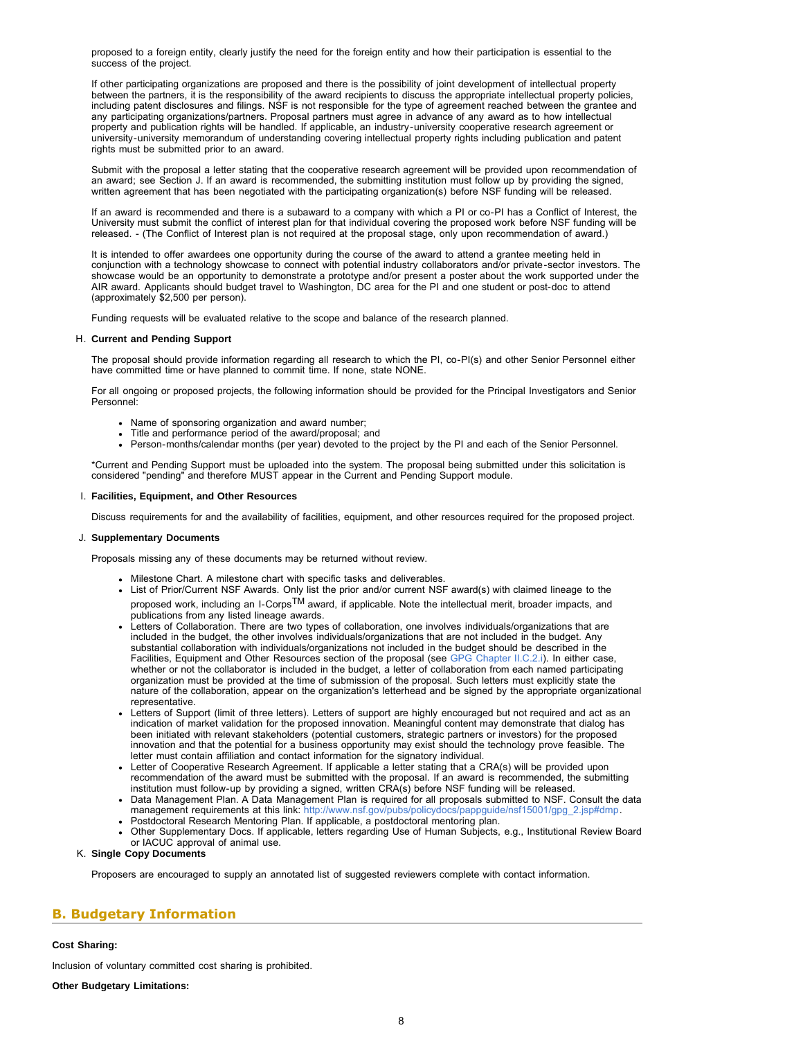proposed to a foreign entity, clearly justify the need for the foreign entity and how their participation is essential to the success of the project.

If other participating organizations are proposed and there is the possibility of joint development of intellectual property between the partners, it is the responsibility of the award recipients to discuss the appropriate intellectual property policies, including patent disclosures and filings. NSF is not responsible for the type of agreement reached between the grantee and any participating organizations/partners. Proposal partners must agree in advance of any award as to how intellectual property and publication rights will be handled. If applicable, an industry-university cooperative research agreement or university-university memorandum of understanding covering intellectual property rights including publication and patent rights must be submitted prior to an award.

Submit with the proposal a letter stating that the cooperative research agreement will be provided upon recommendation of an award; see Section J. If an award is recommended, the submitting institution must follow up by providing the signed, written agreement that has been negotiated with the participating organization(s) before NSF funding will be released.

If an award is recommended and there is a subaward to a company with which a PI or co-PI has a Conflict of Interest, the University must submit the conflict of interest plan for that individual covering the proposed work before NSF funding will be released. - (The Conflict of Interest plan is not required at the proposal stage, only upon recommendation of award.)

It is intended to offer awardees one opportunity during the course of the award to attend a grantee meeting held in conjunction with a technology showcase to connect with potential industry collaborators and/or private-sector investors. The showcase would be an opportunity to demonstrate a prototype and/or present a poster about the work supported under the AIR award. Applicants should budget travel to Washington, DC area for the PI and one student or post-doc to attend (approximately $2,500 per person).

Funding requests will be evaluated relative to the scope and balance of the research planned.

H. **Current and Pending Support**

The proposal should provide information regarding all research to which the PI, co-PI(s) and other Senior Personnel either have committed time or have planned to commit time. If none, state NONE.

For all ongoing or proposed projects, the following information should be provided for the Principal Investigators and Senior Personnel:

- Name of sponsoring organization and award number;
- Title and performance period of the award/proposal; and
- Person-months/calendar months (per year) devoted to the project by the PI and each of the Senior Personnel.

*Current and Pending Support must be uploaded into the system. The proposal being submitted under this solicitation is considered "pending" and therefore MUST appear in the Current and Pending Support module.

I. **Facilities, Equipment, and Other Resources**

Discuss requirements for and the availability of facilities, equipment, and other resources required for the proposed project.

J. **Supplementary Documents**

Proposals missing any of these documents may be returned without review.

- Milestone Chart. A milestone chart with specific tasks and deliverables.
- List of Prior/Current NSF Awards. Only list the prior and/or current NSF award(s) with claimed lineage to the proposed work, including an I-Corps™ award, if applicable. Note the intellectual merit, broader impacts, and publications from any listed lineage awards.
- Letters of Collaboration. There are two types of collaboration, one involves individuals/organizations that are included in the budget, the other involves individuals/organizations that are not included in the budget. Any substantial collaboration with individuals/organizations not included in the budget should be described in the Facilities, Equipment and Other Resources section of the proposal (see GPG Chapter II.C.2.i). In either case, whether or not the collaborator is included in the budget, a letter of collaboration from each named participating organization must be provided at the time of submission of the proposal. Such letters must explicitly state the nature of the collaboration, appear on the organization's letterhead and be signed by the appropriate organizational representative.
- Letters of Support (limit of three letters). Letters of support are highly encouraged but not required and act as an indication of market validation for the proposed innovation. Meaningful content may demonstrate that dialog has been initiated with relevant stakeholders (potential customers, strategic partners or investors) for the proposed innovation and that the potential for a business opportunity may exist should the technology prove feasible. The letter must contain affiliation and contact information for the signatory individual.
- Letter of Cooperative Research Agreement. If applicable a letter stating that a CRA(s) will be provided upon recommendation of the award must be submitted with the proposal. If an award is recommended, the submitting institution must follow-up by providing a signed, written CRA(s) before NSF funding will be released.
- Data Management Plan. A Data Management Plan is required for all proposals submitted to NSF. Consult the data management requirements at this link: http://www.nsf.gov/pubs/policydocs/pappguide/nsf15001/gpg_2.jsp#dmp.
- Postdoctoral Research Mentoring Plan. If applicable, a postdoctoral mentoring plan.
- Other Supplementary Docs. If applicable, letters regarding Use of Human Subjects, e.g., Institutional Review Board or IACUC approval of animal use.

K. **Single Copy Documents**

Proposers are encouraged to supply an annotated list of suggested reviewers complete with contact information.

## B. Budgetary Information

**Cost Sharing:**

Inclusion of voluntary committed cost sharing is prohibited.

**Other Budgetary Limitations:**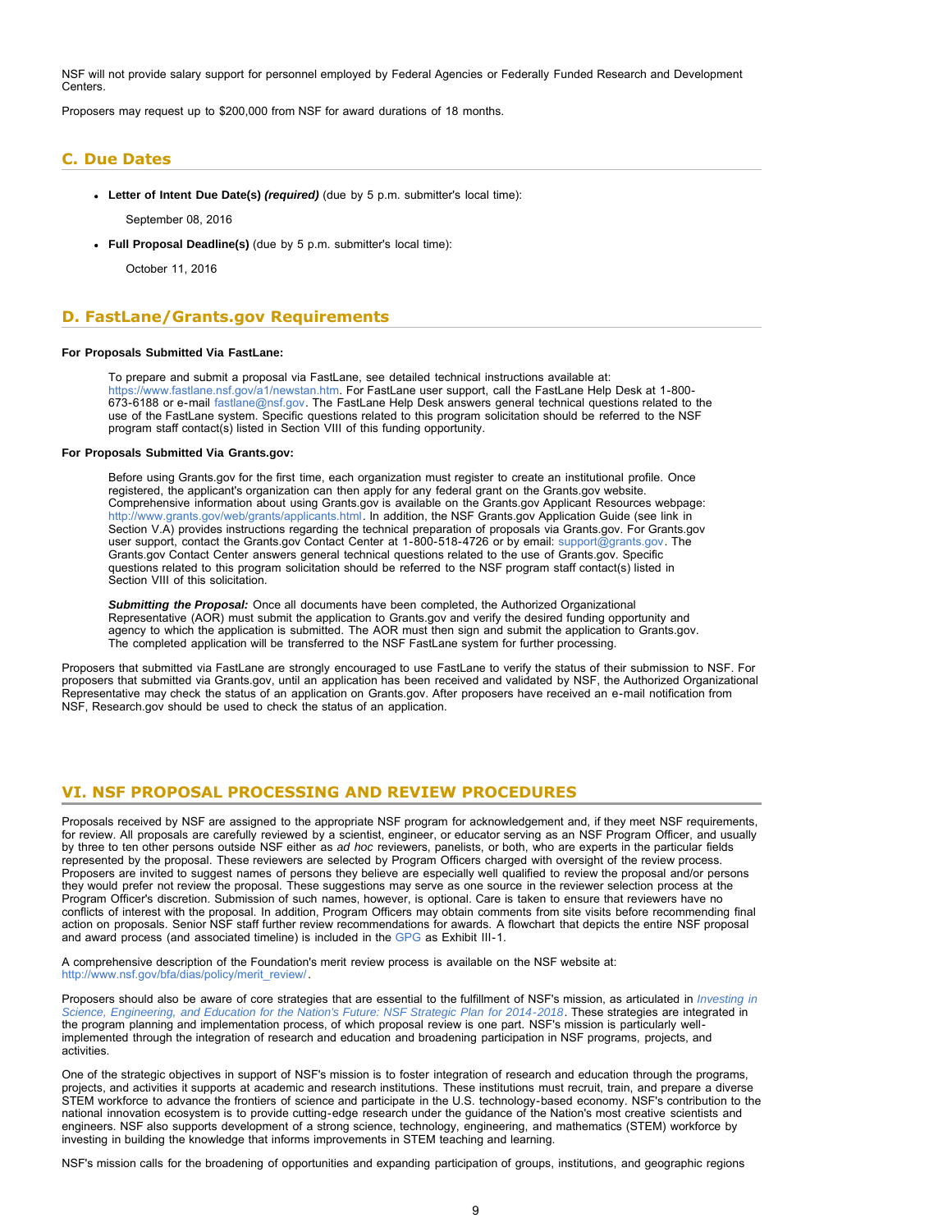NSF will not provide salary support for personnel employed by Federal Agencies or Federally Funded Research and Development Centers.

Proposers may request up to $200,000 from NSF for award durations of 18 months.

## C. Due Dates

- **Letter of Intent Due Date(s)** ***(required)*** (due by 5 p.m. submitter's local time):

  September 08, 2016

- **Full Proposal Deadline(s)** (due by 5 p.m. submitter's local time):

  October 11, 2016

## D. FastLane/Grants.gov Requirements

**For Proposals Submitted Via FastLane:**

> To prepare and submit a proposal via FastLane, see detailed technical instructions available at: https://www.fastlane.nsf.gov/a1/newstan.htm. For FastLane user support, call the FastLane Help Desk at 1-800-673-6188 or e-mail fastlane@nsf.gov. The FastLane Help Desk answers general technical questions related to the use of the FastLane system. Specific questions related to this program solicitation should be referred to the NSF program staff contact(s) listed in Section VIII of this funding opportunity.

**For Proposals Submitted Via Grants.gov:**

> Before using Grants.gov for the first time, each organization must register to create an institutional profile. Once registered, the applicant's organization can then apply for any federal grant on the Grants.gov website. Comprehensive information about using Grants.gov is available on the Grants.gov Applicant Resources webpage: http://www.grants.gov/web/grants/applicants.html. In addition, the NSF Grants.gov Application Guide (see link in Section V.A) provides instructions regarding the technical preparation of proposals via Grants.gov. For Grants.gov user support, contact the Grants.gov Contact Center at 1-800-518-4726 or by email: support@grants.gov. The Grants.gov Contact Center answers general technical questions related to the use of Grants.gov. Specific questions related to this program solicitation should be referred to the NSF program staff contact(s) listed in Section VIII of this solicitation.
>
> ***Submitting the Proposal:*** Once all documents have been completed, the Authorized Organizational Representative (AOR) must submit the application to Grants.gov and verify the desired funding opportunity and agency to which the application is submitted. The AOR must then sign and submit the application to Grants.gov. The completed application will be transferred to the NSF FastLane system for further processing.

Proposers that submitted via FastLane are strongly encouraged to use FastLane to verify the status of their submission to NSF. For proposers that submitted via Grants.gov, until an application has been received and validated by NSF, the Authorized Organizational Representative may check the status of an application on Grants.gov. After proposers have received an e-mail notification from NSF, Research.gov should be used to check the status of an application.

# VI. NSF PROPOSAL PROCESSING AND REVIEW PROCEDURES

Proposals received by NSF are assigned to the appropriate NSF program for acknowledgement and, if they meet NSF requirements, for review. All proposals are carefully reviewed by a scientist, engineer, or educator serving as an NSF Program Officer, and usually by three to ten other persons outside NSF either as *ad hoc* reviewers, panelists, or both, who are experts in the particular fields represented by the proposal. These reviewers are selected by Program Officers charged with oversight of the review process. Proposers are invited to suggest names of persons they believe are especially well qualified to review the proposal and/or persons they would prefer not review the proposal. These suggestions may serve as one source in the reviewer selection process at the Program Officer's discretion. Submission of such names, however, is optional. Care is taken to ensure that reviewers have no conflicts of interest with the proposal. In addition, Program Officers may obtain comments from site visits before recommending final action on proposals. Senior NSF staff further review recommendations for awards. A flowchart that depicts the entire NSF proposal and award process (and associated timeline) is included in the GPG as Exhibit III-1.

A comprehensive description of the Foundation's merit review process is available on the NSF website at: http://www.nsf.gov/bfa/dias/policy/merit_review/.

Proposers should also be aware of core strategies that are essential to the fulfillment of NSF's mission, as articulated in *Investing in Science, Engineering, and Education for the Nation's Future: NSF Strategic Plan for 2014-2018*. These strategies are integrated in the program planning and implementation process, of which proposal review is one part. NSF's mission is particularly well-implemented through the integration of research and education and broadening participation in NSF programs, projects, and activities.

One of the strategic objectives in support of NSF's mission is to foster integration of research and education through the programs, projects, and activities it supports at academic and research institutions. These institutions must recruit, train, and prepare a diverse STEM workforce to advance the frontiers of science and participate in the U.S. technology-based economy. NSF's contribution to the national innovation ecosystem is to provide cutting-edge research under the guidance of the Nation's most creative scientists and engineers. NSF also supports development of a strong science, technology, engineering, and mathematics (STEM) workforce by investing in building the knowledge that informs improvements in STEM teaching and learning.

NSF's mission calls for the broadening of opportunities and expanding participation of groups, institutions, and geographic regions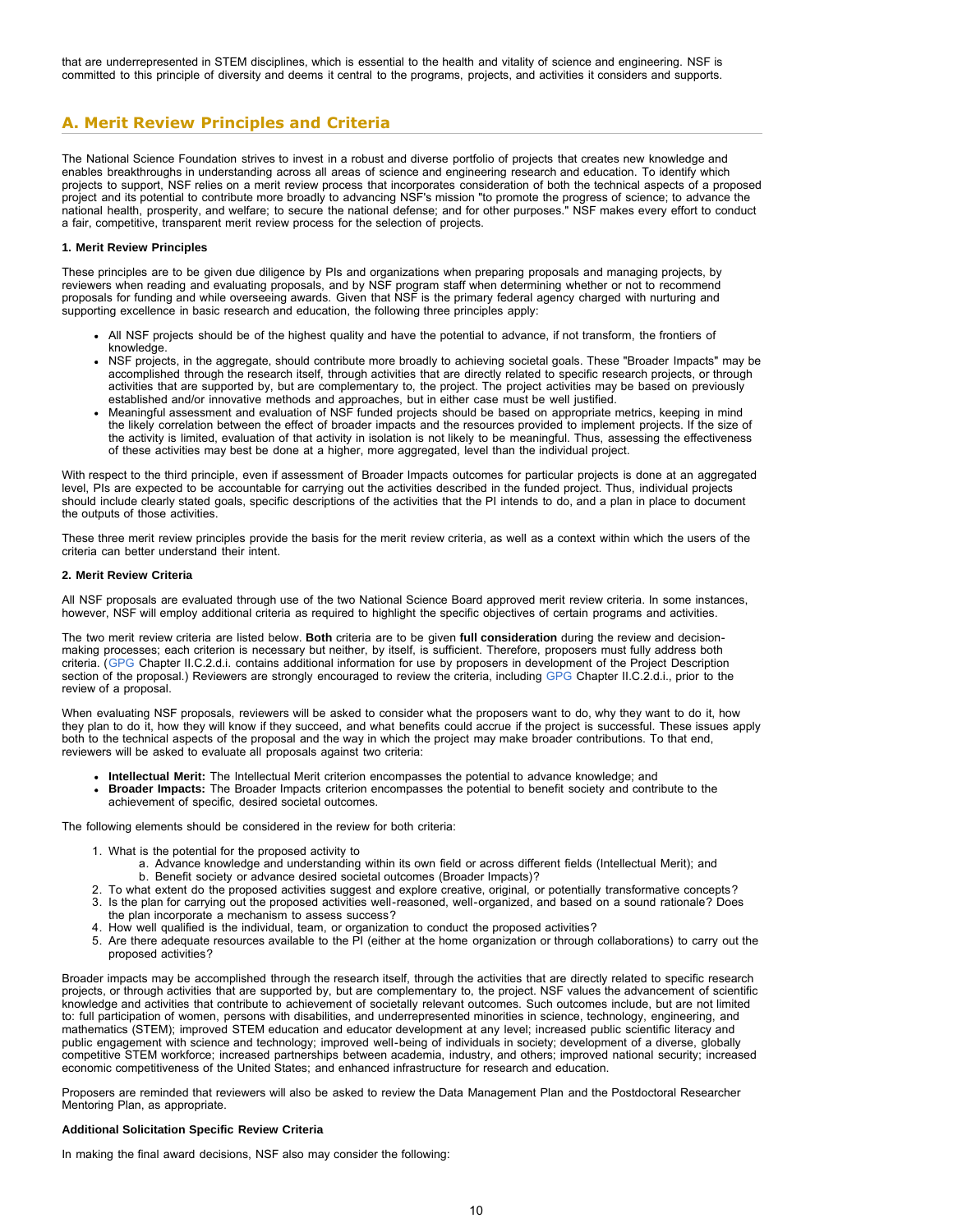that are underrepresented in STEM disciplines, which is essential to the health and vitality of science and engineering. NSF is committed to this principle of diversity and deems it central to the programs, projects, and activities it considers and supports.

## A. Merit Review Principles and Criteria

The National Science Foundation strives to invest in a robust and diverse portfolio of projects that creates new knowledge and enables breakthroughs in understanding across all areas of science and engineering research and education. To identify which projects to support, NSF relies on a merit review process that incorporates consideration of both the technical aspects of a proposed project and its potential to contribute more broadly to advancing NSF's mission "to promote the progress of science; to advance the national health, prosperity, and welfare; to secure the national defense; and for other purposes." NSF makes every effort to conduct a fair, competitive, transparent merit review process for the selection of projects.

#### 1. Merit Review Principles

These principles are to be given due diligence by PIs and organizations when preparing proposals and managing projects, by reviewers when reading and evaluating proposals, and by NSF program staff when determining whether or not to recommend proposals for funding and while overseeing awards. Given that NSF is the primary federal agency charged with nurturing and supporting excellence in basic research and education, the following three principles apply:

- All NSF projects should be of the highest quality and have the potential to advance, if not transform, the frontiers of knowledge.
- NSF projects, in the aggregate, should contribute more broadly to achieving societal goals. These "Broader Impacts" may be accomplished through the research itself, through activities that are directly related to specific research projects, or through activities that are supported by, but are complementary to, the project. The project activities may be based on previously established and/or innovative methods and approaches, but in either case must be well justified.
- Meaningful assessment and evaluation of NSF funded projects should be based on appropriate metrics, keeping in mind the likely correlation between the effect of broader impacts and the resources provided to implement projects. If the size of the activity is limited, evaluation of that activity in isolation is not likely to be meaningful. Thus, assessing the effectiveness of these activities may best be done at a higher, more aggregated, level than the individual project.

With respect to the third principle, even if assessment of Broader Impacts outcomes for particular projects is done at an aggregated level, PIs are expected to be accountable for carrying out the activities described in the funded project. Thus, individual projects should include clearly stated goals, specific descriptions of the activities that the PI intends to do, and a plan in place to document the outputs of those activities.

These three merit review principles provide the basis for the merit review criteria, as well as a context within which the users of the criteria can better understand their intent.

#### 2. Merit Review Criteria

All NSF proposals are evaluated through use of the two National Science Board approved merit review criteria. In some instances, however, NSF will employ additional criteria as required to highlight the specific objectives of certain programs and activities.

The two merit review criteria are listed below. **Both** criteria are to be given **full consideration** during the review and decision-making processes; each criterion is necessary but neither, by itself, is sufficient. Therefore, proposers must fully address both criteria. (GPG Chapter II.C.2.d.i. contains additional information for use by proposers in development of the Project Description section of the proposal.) Reviewers are strongly encouraged to review the criteria, including GPG Chapter II.C.2.d.i., prior to the review of a proposal.

When evaluating NSF proposals, reviewers will be asked to consider what the proposers want to do, why they want to do it, how they plan to do it, how they will know if they succeed, and what benefits could accrue if the project is successful. These issues apply both to the technical aspects of the proposal and the way in which the project may make broader contributions. To that end, reviewers will be asked to evaluate all proposals against two criteria:

- **Intellectual Merit:** The Intellectual Merit criterion encompasses the potential to advance knowledge; and
- **Broader Impacts:** The Broader Impacts criterion encompasses the potential to benefit society and contribute to the achievement of specific, desired societal outcomes.

The following elements should be considered in the review for both criteria:

1. What is the potential for the proposed activity to
    a. Advance knowledge and understanding within its own field or across different fields (Intellectual Merit); and
    b. Benefit society or advance desired societal outcomes (Broader Impacts)?
2. To what extent do the proposed activities suggest and explore creative, original, or potentially transformative concepts?
3. Is the plan for carrying out the proposed activities well-reasoned, well-organized, and based on a sound rationale? Does the plan incorporate a mechanism to assess success?
4. How well qualified is the individual, team, or organization to conduct the proposed activities?
5. Are there adequate resources available to the PI (either at the home organization or through collaborations) to carry out the proposed activities?

Broader impacts may be accomplished through the research itself, through the activities that are directly related to specific research projects, or through activities that are supported by, but are complementary to, the project. NSF values the advancement of scientific knowledge and activities that contribute to achievement of societally relevant outcomes. Such outcomes include, but are not limited to: full participation of women, persons with disabilities, and underrepresented minorities in science, technology, engineering, and mathematics (STEM); improved STEM education and educator development at any level; increased public scientific literacy and public engagement with science and technology; improved well-being of individuals in society; development of a diverse, globally competitive STEM workforce; increased partnerships between academia, industry, and others; improved national security; increased economic competitiveness of the United States; and enhanced infrastructure for research and education.

Proposers are reminded that reviewers will also be asked to review the Data Management Plan and the Postdoctoral Researcher Mentoring Plan, as appropriate.

#### Additional Solicitation Specific Review Criteria

In making the final award decisions, NSF also may consider the following: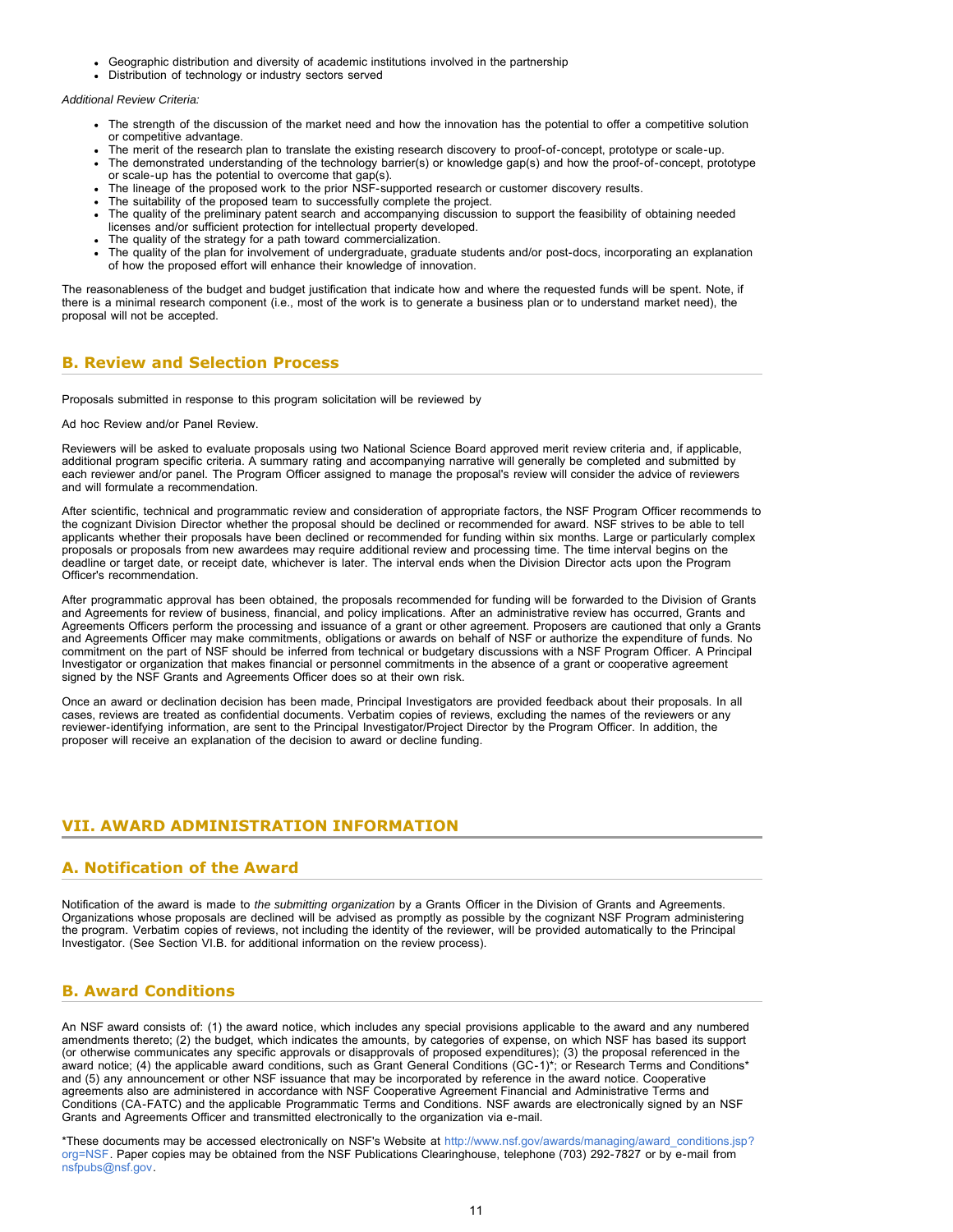- Geographic distribution and diversity of academic institutions involved in the partnership
- Distribution of technology or industry sectors served

*Additional Review Criteria:*

- The strength of the discussion of the market need and how the innovation has the potential to offer a competitive solution or competitive advantage.
- The merit of the research plan to translate the existing research discovery to proof-of-concept, prototype or scale-up.
- The demonstrated understanding of the technology barrier(s) or knowledge gap(s) and how the proof-of-concept, prototype or scale-up has the potential to overcome that gap(s).
- The lineage of the proposed work to the prior NSF-supported research or customer discovery results.
- The suitability of the proposed team to successfully complete the project.
- The quality of the preliminary patent search and accompanying discussion to support the feasibility of obtaining needed licenses and/or sufficient protection for intellectual property developed.
- The quality of the strategy for a path toward commercialization.
- The quality of the plan for involvement of undergraduate, graduate students and/or post-docs, incorporating an explanation of how the proposed effort will enhance their knowledge of innovation.

The reasonableness of the budget and budget justification that indicate how and where the requested funds will be spent. Note, if there is a minimal research component (i.e., most of the work is to generate a business plan or to understand market need), the proposal will not be accepted.

## B. Review and Selection Process

Proposals submitted in response to this program solicitation will be reviewed by

Ad hoc Review and/or Panel Review.

Reviewers will be asked to evaluate proposals using two National Science Board approved merit review criteria and, if applicable, additional program specific criteria. A summary rating and accompanying narrative will generally be completed and submitted by each reviewer and/or panel. The Program Officer assigned to manage the proposal's review will consider the advice of reviewers and will formulate a recommendation.

After scientific, technical and programmatic review and consideration of appropriate factors, the NSF Program Officer recommends to the cognizant Division Director whether the proposal should be declined or recommended for award. NSF strives to be able to tell applicants whether their proposals have been declined or recommended for funding within six months. Large or particularly complex proposals or proposals from new awardees may require additional review and processing time. The time interval begins on the deadline or target date, or receipt date, whichever is later. The interval ends when the Division Director acts upon the Program Officer's recommendation.

After programmatic approval has been obtained, the proposals recommended for funding will be forwarded to the Division of Grants and Agreements for review of business, financial, and policy implications. After an administrative review has occurred, Grants and Agreements Officers perform the processing and issuance of a grant or other agreement. Proposers are cautioned that only a Grants and Agreements Officer may make commitments, obligations or awards on behalf of NSF or authorize the expenditure of funds. No commitment on the part of NSF should be inferred from technical or budgetary discussions with a NSF Program Officer. A Principal Investigator or organization that makes financial or personnel commitments in the absence of a grant or cooperative agreement signed by the NSF Grants and Agreements Officer does so at their own risk.

Once an award or declination decision has been made, Principal Investigators are provided feedback about their proposals. In all cases, reviews are treated as confidential documents. Verbatim copies of reviews, excluding the names of the reviewers or any reviewer-identifying information, are sent to the Principal Investigator/Project Director by the Program Officer. In addition, the proposer will receive an explanation of the decision to award or decline funding.

# VII. AWARD ADMINISTRATION INFORMATION

## A. Notification of the Award

Notification of the award is made to *the submitting organization* by a Grants Officer in the Division of Grants and Agreements. Organizations whose proposals are declined will be advised as promptly as possible by the cognizant NSF Program administering the program. Verbatim copies of reviews, not including the identity of the reviewer, will be provided automatically to the Principal Investigator. (See Section VI.B. for additional information on the review process).

## B. Award Conditions

An NSF award consists of: (1) the award notice, which includes any special provisions applicable to the award and any numbered amendments thereto; (2) the budget, which indicates the amounts, by categories of expense, on which NSF has based its support (or otherwise communicates any specific approvals or disapprovals of proposed expenditures); (3) the proposal referenced in the award notice; (4) the applicable award conditions, such as Grant General Conditions (GC-1)*; or Research Terms and Conditions* and (5) any announcement or other NSF issuance that may be incorporated by reference in the award notice. Cooperative agreements also are administered in accordance with NSF Cooperative Agreement Financial and Administrative Terms and Conditions (CA-FATC) and the applicable Programmatic Terms and Conditions. NSF awards are electronically signed by an NSF Grants and Agreements Officer and transmitted electronically to the organization via e-mail.

*These documents may be accessed electronically on NSF's Website at http://www.nsf.gov/awards/managing/award_conditions.jsp?org=NSF. Paper copies may be obtained from the NSF Publications Clearinghouse, telephone (703) 292-7827 or by e-mail from nsfpubs@nsf.gov.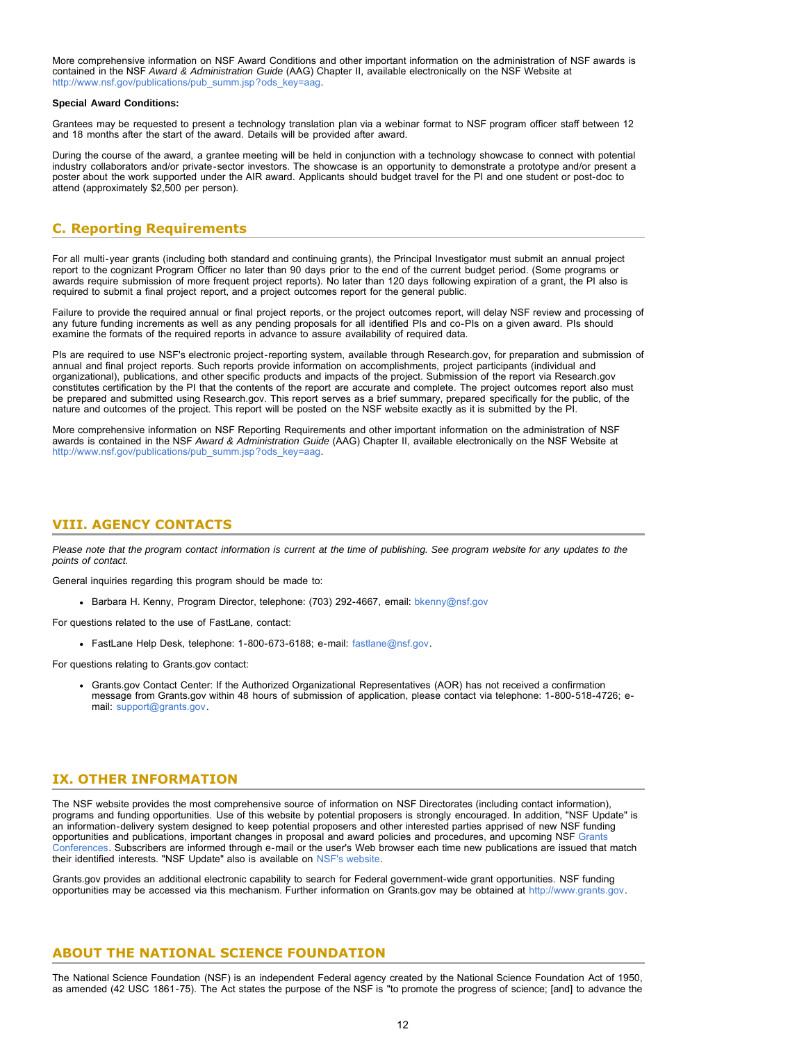More comprehensive information on NSF Award Conditions and other important information on the administration of NSF awards is contained in the NSF *Award & Administration Guide* (AAG) Chapter II, available electronically on the NSF Website at http://www.nsf.gov/publications/pub_summ.jsp?ods_key=aag.

**Special Award Conditions:**

Grantees may be requested to present a technology translation plan via a webinar format to NSF program officer staff between 12 and 18 months after the start of the award. Details will be provided after award.

During the course of the award, a grantee meeting will be held in conjunction with a technology showcase to connect with potential industry collaborators and/or private-sector investors. The showcase is an opportunity to demonstrate a prototype and/or present a poster about the work supported under the AIR award. Applicants should budget travel for the PI and one student or post-doc to attend (approximately $2,500 per person).

## C. Reporting Requirements

For all multi-year grants (including both standard and continuing grants), the Principal Investigator must submit an annual project report to the cognizant Program Officer no later than 90 days prior to the end of the current budget period. (Some programs or awards require submission of more frequent project reports). No later than 120 days following expiration of a grant, the PI also is required to submit a final project report, and a project outcomes report for the general public.

Failure to provide the required annual or final project reports, or the project outcomes report, will delay NSF review and processing of any future funding increments as well as any pending proposals for all identified PIs and co-PIs on a given award. PIs should examine the formats of the required reports in advance to assure availability of required data.

PIs are required to use NSF's electronic project-reporting system, available through Research.gov, for preparation and submission of annual and final project reports. Such reports provide information on accomplishments, project participants (individual and organizational), publications, and other specific products and impacts of the project. Submission of the report via Research.gov constitutes certification by the PI that the contents of the report are accurate and complete. The project outcomes report also must be prepared and submitted using Research.gov. This report serves as a brief summary, prepared specifically for the public, of the nature and outcomes of the project. This report will be posted on the NSF website exactly as it is submitted by the PI.

More comprehensive information on NSF Reporting Requirements and other important information on the administration of NSF awards is contained in the NSF *Award & Administration Guide* (AAG) Chapter II, available electronically on the NSF Website at http://www.nsf.gov/publications/pub_summ.jsp?ods_key=aag.

# VIII. AGENCY CONTACTS

*Please note that the program contact information is current at the time of publishing. See program website for any updates to the points of contact.*

General inquiries regarding this program should be made to:

- Barbara H. Kenny, Program Director, telephone: (703) 292-4667, email: bkenny@nsf.gov

For questions related to the use of FastLane, contact:

- FastLane Help Desk, telephone: 1-800-673-6188; e-mail: fastlane@nsf.gov.

For questions relating to Grants.gov contact:

- Grants.gov Contact Center: If the Authorized Organizational Representatives (AOR) has not received a confirmation message from Grants.gov within 48 hours of submission of application, please contact via telephone: 1-800-518-4726; e-mail: support@grants.gov.

# IX. OTHER INFORMATION

The NSF website provides the most comprehensive source of information on NSF Directorates (including contact information), programs and funding opportunities. Use of this website by potential proposers is strongly encouraged. In addition, "NSF Update" is an information-delivery system designed to keep potential proposers and other interested parties apprised of new NSF funding opportunities and publications, important changes in proposal and award policies and procedures, and upcoming NSF Grants Conferences. Subscribers are informed through e-mail or the user's Web browser each time new publications are issued that match their identified interests. "NSF Update" also is available on NSF's website.

Grants.gov provides an additional electronic capability to search for Federal government-wide grant opportunities. NSF funding opportunities may be accessed via this mechanism. Further information on Grants.gov may be obtained at http://www.grants.gov.

# ABOUT THE NATIONAL SCIENCE FOUNDATION

The National Science Foundation (NSF) is an independent Federal agency created by the National Science Foundation Act of 1950, as amended (42 USC 1861-75). The Act states the purpose of the NSF is "to promote the progress of science; [and] to advance the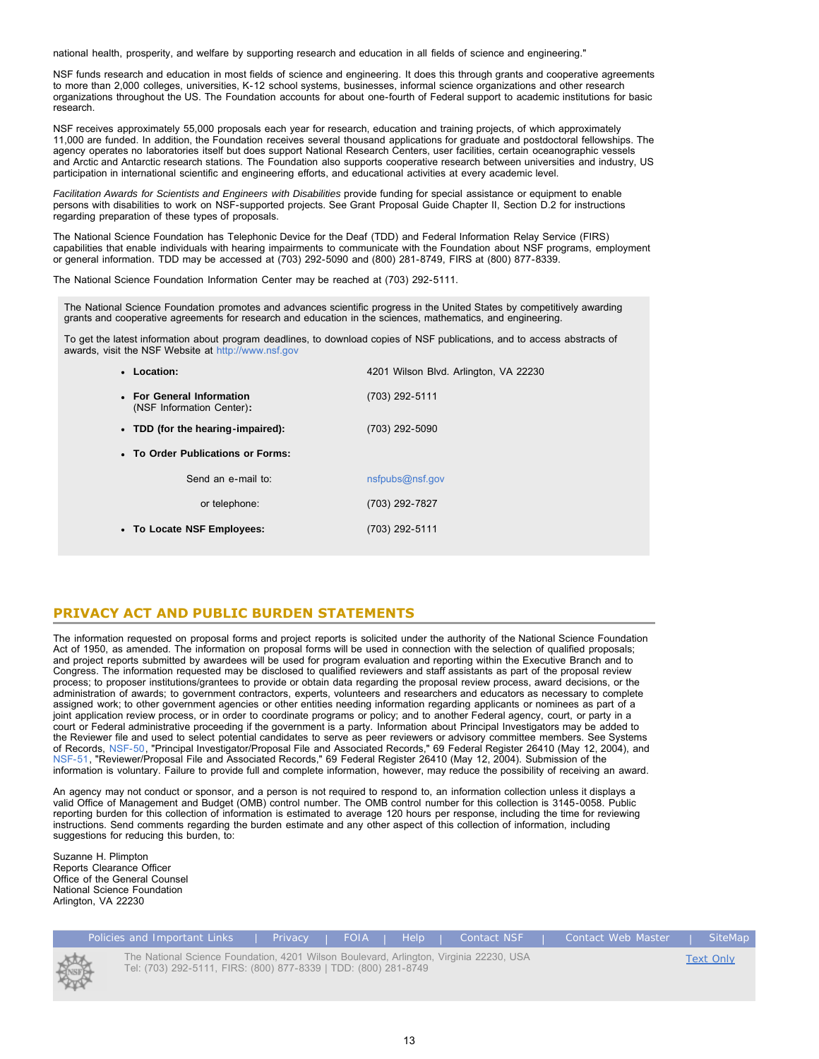national health, prosperity, and welfare by supporting research and education in all fields of science and engineering."

NSF funds research and education in most fields of science and engineering. It does this through grants and cooperative agreements to more than 2,000 colleges, universities, K-12 school systems, businesses, informal science organizations and other research organizations throughout the US. The Foundation accounts for about one-fourth of Federal support to academic institutions for basic research.

NSF receives approximately 55,000 proposals each year for research, education and training projects, of which approximately 11,000 are funded. In addition, the Foundation receives several thousand applications for graduate and postdoctoral fellowships. The agency operates no laboratories itself but does support National Research Centers, user facilities, certain oceanographic vessels and Arctic and Antarctic research stations. The Foundation also supports cooperative research between universities and industry, US participation in international scientific and engineering efforts, and educational activities at every academic level.

*Facilitation Awards for Scientists and Engineers with Disabilities* provide funding for special assistance or equipment to enable persons with disabilities to work on NSF-supported projects. See Grant Proposal Guide Chapter II, Section D.2 for instructions regarding preparation of these types of proposals.

The National Science Foundation has Telephonic Device for the Deaf (TDD) and Federal Information Relay Service (FIRS) capabilities that enable individuals with hearing impairments to communicate with the Foundation about NSF programs, employment or general information. TDD may be accessed at (703) 292-5090 and (800) 281-8749, FIRS at (800) 877-8339.

The National Science Foundation Information Center may be reached at (703) 292-5111.

The National Science Foundation promotes and advances scientific progress in the United States by competitively awarding grants and cooperative agreements for research and education in the sciences, mathematics, and engineering.

To get the latest information about program deadlines, to download copies of NSF publications, and to access abstracts of awards, visit the NSF Website at http://www.nsf.gov

| | |
|---|---|
| • **Location:** | 4201 Wilson Blvd. Arlington, VA 22230 |
| • **For General Information** (NSF Information Center)**:** | (703) 292-5111 |
| • **TDD (for the hearing-impaired):** | (703) 292-5090 |
| • **To Order Publications or Forms:** | |
| Send an e-mail to: | nsfpubs@nsf.gov |
| or telephone: | (703) 292-7827 |
| • **To Locate NSF Employees:** | (703) 292-5111 |

## PRIVACY ACT AND PUBLIC BURDEN STATEMENTS

The information requested on proposal forms and project reports is solicited under the authority of the National Science Foundation Act of 1950, as amended. The information on proposal forms will be used in connection with the selection of qualified proposals; and project reports submitted by awardees will be used for program evaluation and reporting within the Executive Branch and to Congress. The information requested may be disclosed to qualified reviewers and staff assistants as part of the proposal review process; to proposer institutions/grantees to provide or obtain data regarding the proposal review process, award decisions, or the administration of awards; to government contractors, experts, volunteers and researchers and educators as necessary to complete assigned work; to other government agencies or other entities needing information regarding applicants or nominees as part of a joint application review process, or in order to coordinate programs or policy; and to another Federal agency, court, or party in a court or Federal administrative proceeding if the government is a party. Information about Principal Investigators may be added to the Reviewer file and used to select potential candidates to serve as peer reviewers or advisory committee members. See Systems of Records, NSF-50, "Principal Investigator/Proposal File and Associated Records," 69 Federal Register 26410 (May 12, 2004), and NSF-51, "Reviewer/Proposal File and Associated Records," 69 Federal Register 26410 (May 12, 2004). Submission of the information is voluntary. Failure to provide full and complete information, however, may reduce the possibility of receiving an award.

An agency may not conduct or sponsor, and a person is not required to respond to, an information collection unless it displays a valid Office of Management and Budget (OMB) control number. The OMB control number for this collection is 3145-0058. Public reporting burden for this collection of information is estimated to average 120 hours per response, including the time for reviewing instructions. Send comments regarding the burden estimate and any other aspect of this collection of information, including suggestions for reducing this burden, to:

Suzanne H. Plimpton
Reports Clearance Officer
Office of the General Counsel
National Science Foundation
Arlington, VA 22230

Policies and Important Links | Privacy | FOIA | Help | Contact NSF | Contact Web Master | SiteMap

The National Science Foundation, 4201 Wilson Boulevard, Arlington, Virginia 22230, USA
Tel: (703) 292-5111, FIRS: (800) 877-8339 | TDD: (800) 281-8749

Text Only